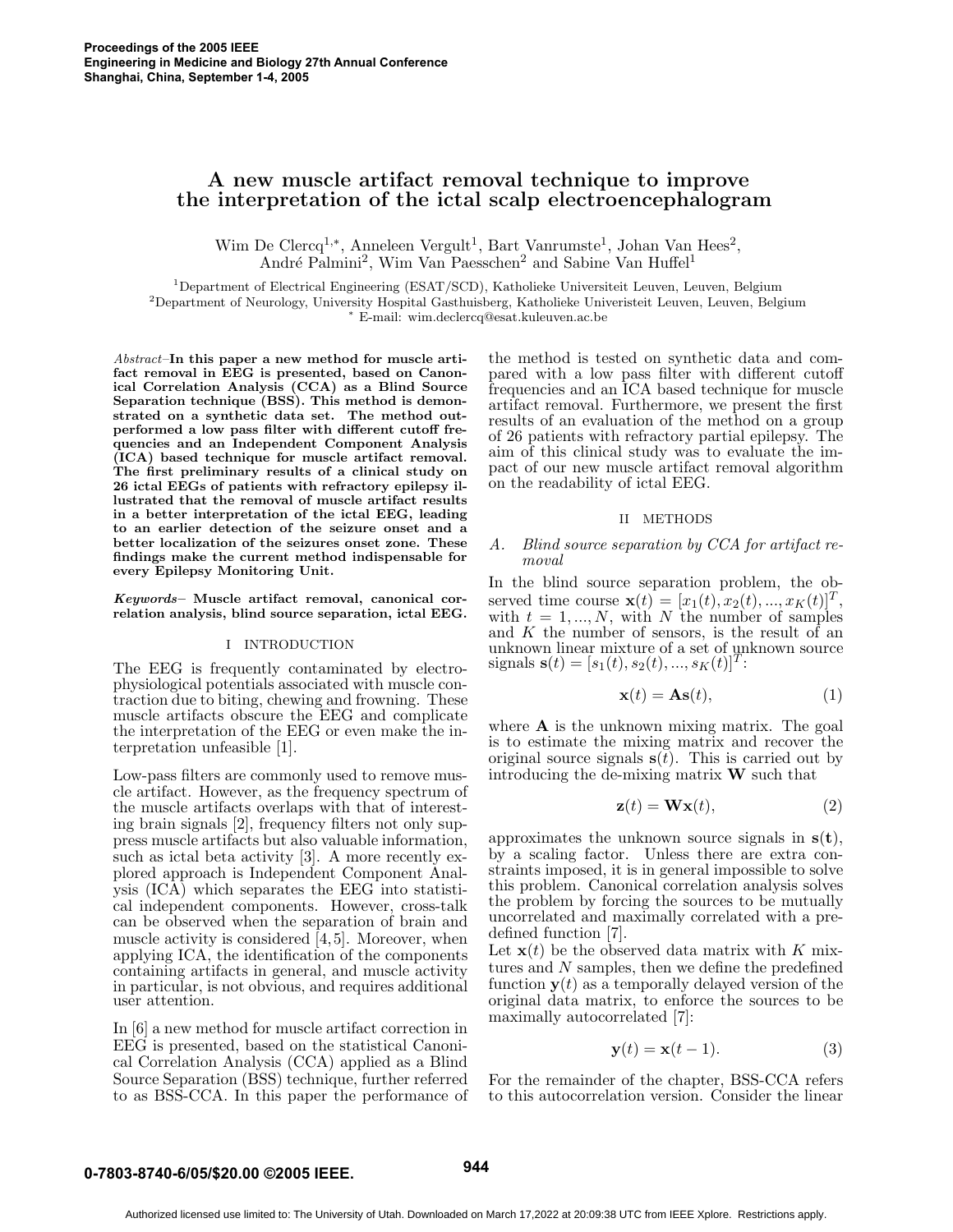# A new muscle artifact removal technique to improve the interpretation of the ictal scalp electroencephalogram

Wim De Clercq[1,*], Anneleen Vergult[1], Bart Vanrumste[1], Johan Van Hees[2], André Palmini[2], Wim Van Paesschen[2] and Sabine Van Huffel[1]

[1]Department of Electrical Engineering (ESAT/SCD), Katholieke Universiteit Leuven, Leuven, Belgium
[2]Department of Neurology, University Hospital Gasthuisberg, Katholieke Univeristeit Leuven, Leuven, Belgium
[*] E-mail: wim.declercq@esat.kuleuven.ac.be

*Abstract*–**In this paper a new method for muscle artifact removal in EEG is presented, based on Canonical Correlation Analysis (CCA) as a Blind Source Separation technique (BSS). This method is demonstrated on a synthetic data set. The method outperformed a low pass filter with different cutoff frequencies and an Independent Component Analysis (ICA) based technique for muscle artifact removal. The first preliminary results of a clinical study on 26 ictal EEGs of patients with refractory epilepsy illustrated that the removal of muscle artifact results in a better interpretation of the ictal EEG, leading to an earlier detection of the seizure onset and a better localization of the seizures onset zone. These findings make the current method indispensable for every Epilepsy Monitoring Unit.**

***Keywords*– Muscle artifact removal, canonical correlation analysis, blind source separation, ictal EEG.**

## I INTRODUCTION

The EEG is frequently contaminated by electrophysiological potentials associated with muscle contraction due to biting, chewing and frowning. These muscle artifacts obscure the EEG and complicate the interpretation of the EEG or even make the interpretation unfeasible [1].

Low-pass filters are commonly used to remove muscle artifact. However, as the frequency spectrum of the muscle artifacts overlaps with that of interesting brain signals [2], frequency filters not only suppress muscle artifacts but also valuable information, such as ictal beta activity [3]. A more recently explored approach is Independent Component Analysis (ICA) which separates the EEG into statistical independent components. However, cross-talk can be observed when the separation of brain and muscle activity is considered [4,5]. Moreover, when applying ICA, the identification of the components containing artifacts in general, and muscle activity in particular, is not obvious, and requires additional user attention.

In [6] a new method for muscle artifact correction in EEG is presented, based on the statistical Canonical Correlation Analysis (CCA) applied as a Blind Source Separation (BSS) technique, further referred to as BSS-CCA. In this paper the performance of the method is tested on synthetic data and compared with a low pass filter with different cutoff frequencies and an ICA based technique for muscle artifact removal. Furthermore, we present the first results of an evaluation of the method on a group of 26 patients with refractory partial epilepsy. The aim of this clinical study was to evaluate the impact of our new muscle artifact removal algorithm on the readability of ictal EEG.

## II METHODS

### A. Blind source separation by CCA for artifact removal

In the blind source separation problem, the observed time course $\mathbf{x}(t) = [x_1(t), x_2(t), ..., x_K(t)]^T$, with $t = 1, ..., N$, with $N$ the number of samples and $K$ the number of sensors, is the result of an unknown linear mixture of a set of unknown source signals $\mathbf{s}(t) = [s_1(t), s_2(t), ..., s_K(t)]^T$:

$$\mathbf{x}(t) = \mathbf{A}\mathbf{s}(t), \tag{1}$$

where $\mathbf{A}$ is the unknown mixing matrix. The goal is to estimate the mixing matrix and recover the original source signals $\mathbf{s}(t)$. This is carried out by introducing the de-mixing matrix $\mathbf{W}$ such that

$$\mathbf{z}(t) = \mathbf{W}\mathbf{x}(t), \tag{2}$$

approximates the unknown source signals in $\mathbf{s}(\mathbf{t})$, up to a scaling factor. Unless there are extra constraints imposed, it is in general impossible to solve this problem. Canonical correlation analysis solves the problem by forcing the sources to be mutually uncorrelated and maximally correlated with a predefined function [7].

Let $\mathbf{x}(t)$ be the observed data matrix with $K$ mixtures and $N$ samples, then we define the predefined function $\mathbf{y}(t)$ as a temporally delayed version of the original data matrix, to enforce the sources to be maximally autocorrelated [7]:

$$\mathbf{y}(t) = \mathbf{x}(t-1). \tag{3}$$

For the remainder of the chapter, BSS-CCA refers to this autocorrelation version. Consider the linear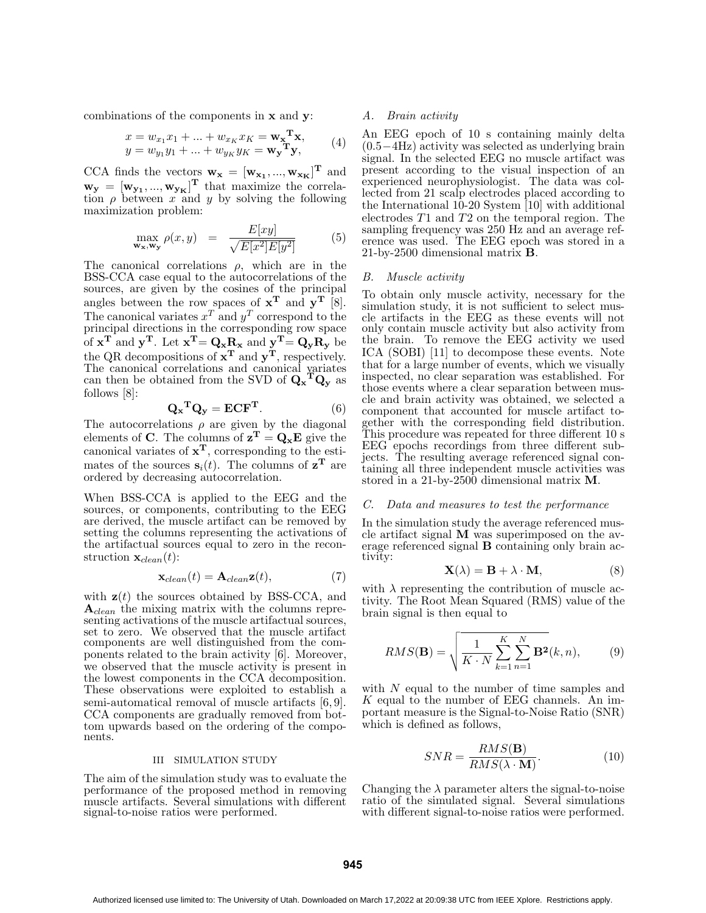combinations of the components in $\mathbf{x}$ and $\mathbf{y}$:

$$x = w_{x_1}x_1 + ... + w_{x_K}x_K = \mathbf{w_x}^\mathbf{T}\mathbf{x},$$
$$y = w_{y_1}y_1 + ... + w_{y_K}y_K = \mathbf{w_y}^\mathbf{T}\mathbf{y}, \quad (4)$$

CCA finds the vectors $\mathbf{w_x} = [\mathbf{w_{x_1}}, ..., \mathbf{w_{x_K}}]^\mathbf{T}$ and $\mathbf{w_y} = [\mathbf{w_{y_1}}, ..., \mathbf{w_{y_K}}]^\mathbf{T}$ that maximize the correlation $\rho$ between $x$ and $y$ by solving the following maximization problem:

$$\max_{\mathbf{w_x},\mathbf{w_y}} \rho(x, y) = \frac{E[xy]}{\sqrt{E[x^2]E[y^2]}} \quad (5)$$

The canonical correlations $\rho$, which are in the BSS-CCA case equal to the autocorrelations of the sources, are given by the cosines of the principal angles between the row spaces of $\mathbf{x^T}$ and $\mathbf{y^T}$ [8]. The canonical variates $x^T$ and $y^T$ correspond to the principal directions in the corresponding row space of $\mathbf{x^T}$ and $\mathbf{y^T}$. Let $\mathbf{x^T} = \mathbf{Q_x}\mathbf{R_x}$ and $\mathbf{y^T} = \mathbf{Q_y}\mathbf{R_y}$ be the QR decompositions of $\mathbf{x^T}$ and $\mathbf{y^T}$, respectively. The canonical correlations and canonical variates can then be obtained from the SVD of $\mathbf{Q_x}^\mathbf{T}\mathbf{Q_y}$ as follows [8]:

$$\mathbf{Q_x}^\mathbf{T}\mathbf{Q_y} = \mathbf{ECF^T}. \quad (6)$$

The autocorrelations $\rho$ are given by the diagonal elements of $\mathbf{C}$. The columns of $\mathbf{z^T} = \mathbf{Q_x}\mathbf{E}$ give the canonical variates of $\mathbf{x^T}$, corresponding to the estimates of the sources $\mathbf{s}_i(t)$. The columns of $\mathbf{z^T}$ are ordered by decreasing autocorrelation.

When BSS-CCA is applied to the EEG and the sources, or components, contributing to the EEG are derived, the muscle artifact can be removed by setting the columns representing the activations of the artifactual sources equal to zero in the reconstruction $\mathbf{x}_{clean}(t)$:

$$\mathbf{x}_{clean}(t) = \mathbf{A}_{clean}\mathbf{z}(t), \quad (7)$$

with $\mathbf{z}(t)$ the sources obtained by BSS-CCA, and $\mathbf{A}_{clean}$ the mixing matrix with the columns representing activations of the muscle artifactual sources, set to zero. We observed that the muscle artifact components are well distinguished from the components related to the brain activity [6]. Moreover, we observed that the muscle activity is present in the lowest components in the CCA decomposition. These observations were exploited to establish a semi-automatical removal of muscle artifacts [6, 9]. CCA components are gradually removed from bottom upwards based on the ordering of the components.

## III SIMULATION STUDY

The aim of the simulation study was to evaluate the performance of the proposed method in removing muscle artifacts. Several simulations with different signal-to-noise ratios were performed.

### *A. Brain activity*

An EEG epoch of 10 s containing mainly delta (0.5−4Hz) activity was selected as underlying brain signal. In the selected EEG no muscle artifact was present according to the visual inspection of an experienced neurophysiologist. The data was collected from 21 scalp electrodes placed according to the International 10-20 System [10] with additional electrodes $T1$ and $T2$ on the temporal region. The sampling frequency was 250 Hz and an average reference was used. The EEG epoch was stored in a 21-by-2500 dimensional matrix $\mathbf{B}$.

### *B. Muscle activity*

To obtain only muscle activity, necessary for the simulation study, it is not sufficient to select muscle artifacts in the EEG as these events will not only contain muscle activity but also activity from the brain. To remove the EEG activity we used ICA (SOBI) [11] to decompose these events. Note that for a large number of events, which we visually inspected, no clear separation was established. For those events where a clear separation between muscle and brain activity was obtained, we selected a component that accounted for muscle artifact together with the corresponding field distribution. This procedure was repeated for three different 10 s EEG epochs recordings from three different subjects. The resulting average referenced signal containing all three independent muscle activities was stored in a 21-by-2500 dimensional matrix $\mathbf{M}$.

### *C. Data and measures to test the performance*

In the simulation study the average referenced muscle artifact signal $\mathbf{M}$ was superimposed on the average referenced signal $\mathbf{B}$ containing only brain activity:

$$\mathbf{X}(\lambda) = \mathbf{B} + \lambda \cdot \mathbf{M}, \quad (8)$$

with $\lambda$ representing the contribution of muscle activity. The Root Mean Squared (RMS) value of the brain signal is then equal to

$$RMS(\mathbf{B}) = \sqrt{\frac{1}{K \cdot N}\sum_{k=1}^{K}\sum_{n=1}^{N}\mathbf{B^2}(k, n)}, \quad (9)$$

with $N$ equal to the number of time samples and $K$ equal to the number of EEG channels. An important measure is the Signal-to-Noise Ratio (SNR) which is defined as follows,

$$SNR = \frac{RMS(\mathbf{B})}{RMS(\lambda \cdot \mathbf{M})}. \quad (10)$$

Changing the $\lambda$ parameter alters the signal-to-noise ratio of the simulated signal. Several simulations with different signal-to-noise ratios were performed.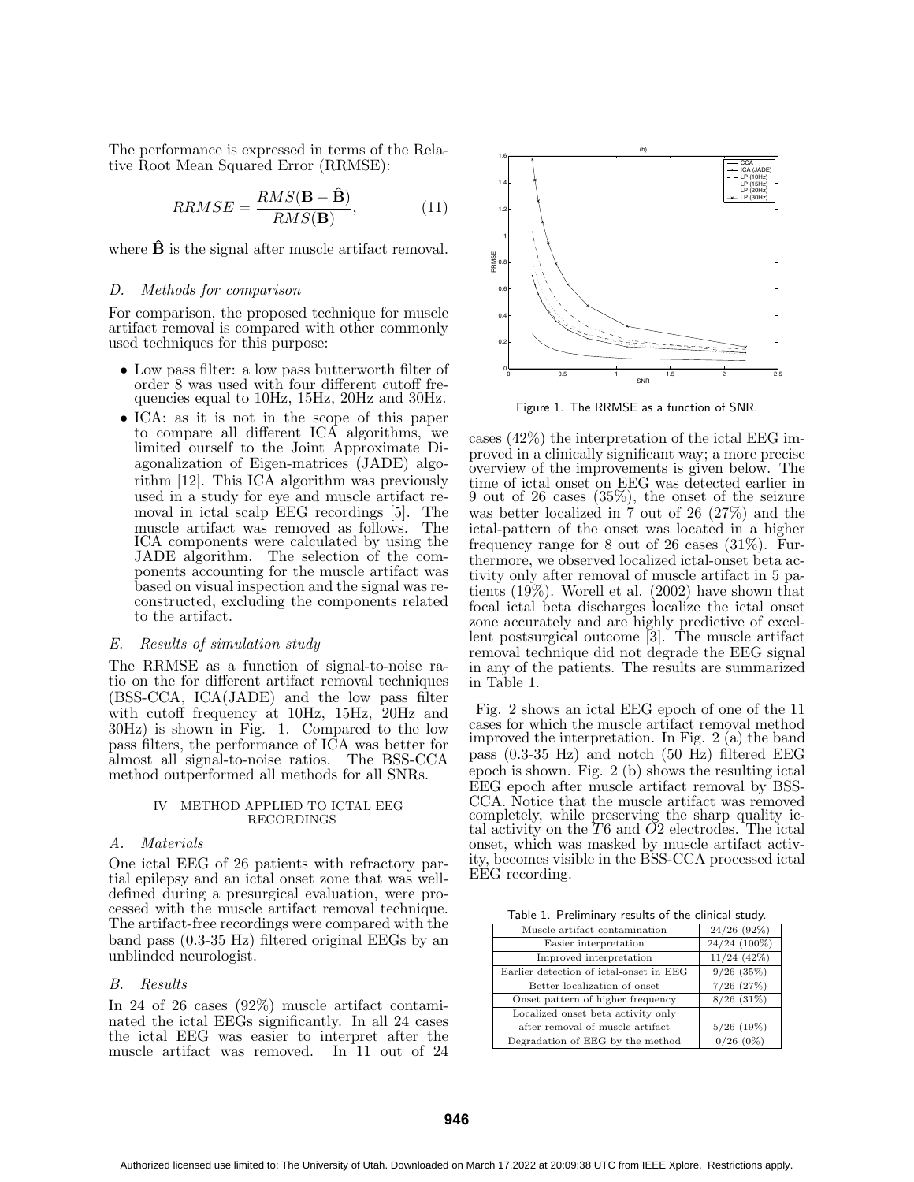The performance is expressed in terms of the Relative Root Mean Squared Error (RRMSE):

$$RRMSE = \frac{RMS(\mathbf{B} - \hat{\mathbf{B}})}{RMS(\mathbf{B})}, \tag{11}$$

where $\hat{\mathbf{B}}$ is the signal after muscle artifact removal.

### *D. Methods for comparison*

For comparison, the proposed technique for muscle artifact removal is compared with other commonly used techniques for this purpose:

- Low pass filter: a low pass butterworth filter of order 8 was used with four different cutoff frequencies equal to 10Hz, 15Hz, 20Hz and 30Hz.
- ICA: as it is not in the scope of this paper to compare all different ICA algorithms, we limited ourself to the Joint Approximate Diagonalization of Eigen-matrices (JADE) algorithm [12]. This ICA algorithm was previously used in a study for eye and muscle artifact removal in ictal scalp EEG recordings [5]. The muscle artifact was removed as follows. The ICA components were calculated by using the JADE algorithm. The selection of the components accounting for the muscle artifact was based on visual inspection and the signal was reconstructed, excluding the components related to the artifact.

### *E. Results of simulation study*

The RRMSE as a function of signal-to-noise ratio on the for different artifact removal techniques (BSS-CCA, ICA(JADE) and the low pass filter with cutoff frequency at 10Hz, 15Hz, 20Hz and 30Hz) is shown in Fig. 1. Compared to the low pass filters, the performance of ICA was better for almost all signal-to-noise ratios. The BSS-CCA method outperformed all methods for all SNRs.

## IV METHOD APPLIED TO ICTAL EEG RECORDINGS

### *A. Materials*

One ictal EEG of 26 patients with refractory partial epilepsy and an ictal onset zone that was well-defined during a presurgical evaluation, were processed with the muscle artifact removal technique. The artifact-free recordings were compared with the band pass (0.3-35 Hz) filtered original EEGs by an unblinded neurologist.

### *B. Results*

In 24 of 26 cases (92%) muscle artifact contaminated the ictal EEGs significantly. In all 24 cases the ictal EEG was easier to interpret after the muscle artifact was removed. In 11 out of 24 cases (42%) the interpretation of the ictal EEG improved in a clinically significant way; a more precise overview of the improvements is given below. The time of ictal onset on EEG was detected earlier in 9 out of 26 cases (35%), the onset of the seizure was better localized in 7 out of 26 (27%) and the ictal-pattern of the onset was located in a higher frequency range for 8 out of 26 cases (31%). Furthermore, we observed localized ictal-onset beta activity only after removal of muscle artifact in 5 patients (19%). Worell et al. (2002) have shown that focal ictal beta discharges localize the ictal onset zone accurately and are highly predictive of excellent postsurgical outcome [3]. The muscle artifact removal technique did not degrade the EEG signal in any of the patients. The results are summarized in Table 1.

Figure 1. The RRMSE as a function of SNR.

Fig. 2 shows an ictal EEG epoch of one of the 11 cases for which the muscle artifact removal method improved the interpretation. In Fig. 2 (a) the band pass (0.3-35 Hz) and notch (50 Hz) filtered EEG epoch is shown. Fig. 2 (b) shows the resulting ictal EEG epoch after muscle artifact removal by BSS-CCA. Notice that the muscle artifact was removed completely, while preserving the sharp quality ictal activity on the $T6$ and $O2$ electrodes. The ictal onset, which was masked by muscle artifact activity, becomes visible in the BSS-CCA processed ictal EEG recording.

Table 1. Preliminary results of the clinical study.

| | |
|---|---|
| Muscle artifact contamination | 24/26 (92%) |
| Easier interpretation | 24/24 (100%) |
| Improved interpretation | 11/24 (42%) |
| Earlier detection of ictal-onset in EEG | 9/26 (35%) |
| Better localization of onset | 7/26 (27%) |
| Onset pattern of higher frequency | 8/26 (31%) |
| Localized onset beta activity only after removal of muscle artifact | 5/26 (19%) |
| Degradation of EEG by the method | 0/26 (0%) |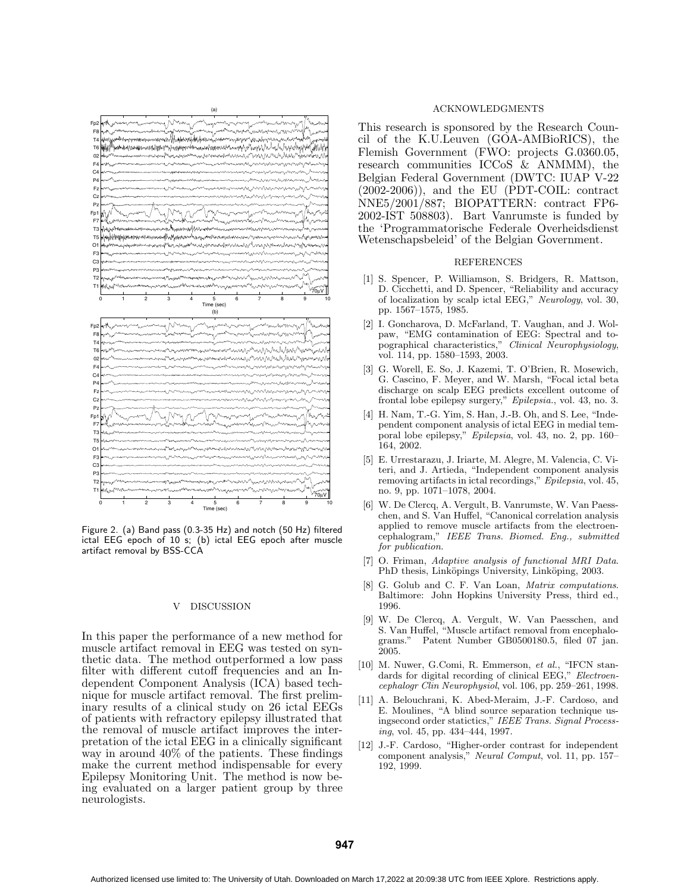(a)

Fp2
F8
T4
T6
02
F4
C4
P4
Fz
Cz
Pz
Fp1
F7
T3
T5
O1
F3
C3
P3
T2
T1

70µV

0 1 2 3 4 5 6 7 8 9 10

Time (sec)

(b)

Fp2
F8
T4
T6
02
F4
C4
P4
Fz
Cz
Pz
Fp1
F7
T3
T5
O1
F3
C3
P3
T2
T1

70µV

0 1 2 3 4 5 6 7 8 9 10

Time (sec)

Figure 2. (a) Band pass (0.3-35 Hz) and notch (50 Hz) filtered ictal EEG epoch of 10 s; (b) ictal EEG epoch after muscle artifact removal by BSS-CCA

## V DISCUSSION

In this paper the performance of a new method for muscle artifact removal in EEG was tested on synthetic data. The method outperformed a low pass filter with different cutoff frequencies and an Independent Component Analysis (ICA) based technique for muscle artifact removal. The first preliminary results of a clinical study on 26 ictal EEGs of patients with refractory epilepsy illustrated that the removal of muscle artifact improves the interpretation of the ictal EEG in a clinically significant way in around 40% of the patients. These findings make the current method indispensable for every Epilepsy Monitoring Unit. The method is now being evaluated on a larger patient group by three neurologists.

## ACKNOWLEDGMENTS

This research is sponsored by the Research Council of the K.U.Leuven (GOA-AMBioRICS), the Flemish Government (FWO: projects G.0360.05, research communities ICCoS & ANMMM), the Belgian Federal Government (DWTC: IUAP V-22 (2002-2006)), and the EU (PDT-COIL: contract NNE5/2001/887; BIOPATTERN: contract FP6-2002-IST 508803). Bart Vanrumste is funded by the 'Programmatorische Federale Overheidsdienst Wetenschapsbeleid' of the Belgian Government.

## REFERENCES

[1] S. Spencer, P. Williamson, S. Bridgers, R. Mattson, D. Cicchetti, and D. Spencer, "Reliability and accuracy of localization by scalp ictal EEG," *Neurology*, vol. 30, pp. 1567–1575, 1985.

[2] I. Goncharova, D. McFarland, T. Vaughan, and J. Wolpaw, "EMG contamination of EEG: Spectral and topographical characteristics," *Clinical Neurophysiology*, vol. 114, pp. 1580–1593, 2003.

[3] G. Worell, E. So, J. Kazemi, T. O'Brien, R. Mosewich, G. Cascino, F. Meyer, and W. Marsh, "Focal ictal beta discharge on scalp EEG predicts excellent outcome of frontal lobe epilepsy surgery," *Epilepsia.*, vol. 43, no. 3.

[4] H. Nam, T.-G. Yim, S. Han, J.-B. Oh, and S. Lee, "Independent component analysis of ictal EEG in medial temporal lobe epilepsy," *Epilepsia*, vol. 43, no. 2, pp. 160–164, 2002.

[5] E. Urrestarazu, J. Iriarte, M. Alegre, M. Valencia, C. Viteri, and J. Artieda, "Independent component analysis removing artifacts in ictal recordings," *Epilepsia*, vol. 45, no. 9, pp. 1071–1078, 2004.

[6] W. De Clercq, A. Vergult, B. Vanrumste, W. Van Paesschen, and S. Van Huffel, "Canonical correlation analysis applied to remove muscle artifacts from the electroencephalogram," *IEEE Trans. Biomed. Eng., submitted for publication*.

[7] O. Friman, *Adaptive analysis of functional MRI Data*. PhD thesis, Linköpings University, Linköping, 2003.

[8] G. Golub and C. F. Van Loan, *Matrix computations*. Baltimore: John Hopkins University Press, third ed., 1996.

[9] W. De Clercq, A. Vergult, W. Van Paesschen, and S. Van Huffel, "Muscle artifact removal from encephalograms." Patent Number GB0500180.5, filed 07 jan. 2005.

[10] M. Nuwer, G.Comi, R. Emmerson, *et al.*, "IFCN standards for digital recording of clinical EEG," *Electroencephalogr Clin Neurophysiol*, vol. 106, pp. 259–261, 1998.

[11] A. Belouchrani, K. Abed-Meraim, J.-F. Cardoso, and E. Moulines, "A blind source separation technique usingsecond order statictics," *IEEE Trans. Signal Processing*, vol. 45, pp. 434–444, 1997.

[12] J.-F. Cardoso, "Higher-order contrast for independent component analysis," *Neural Comput*, vol. 11, pp. 157–192, 1999.